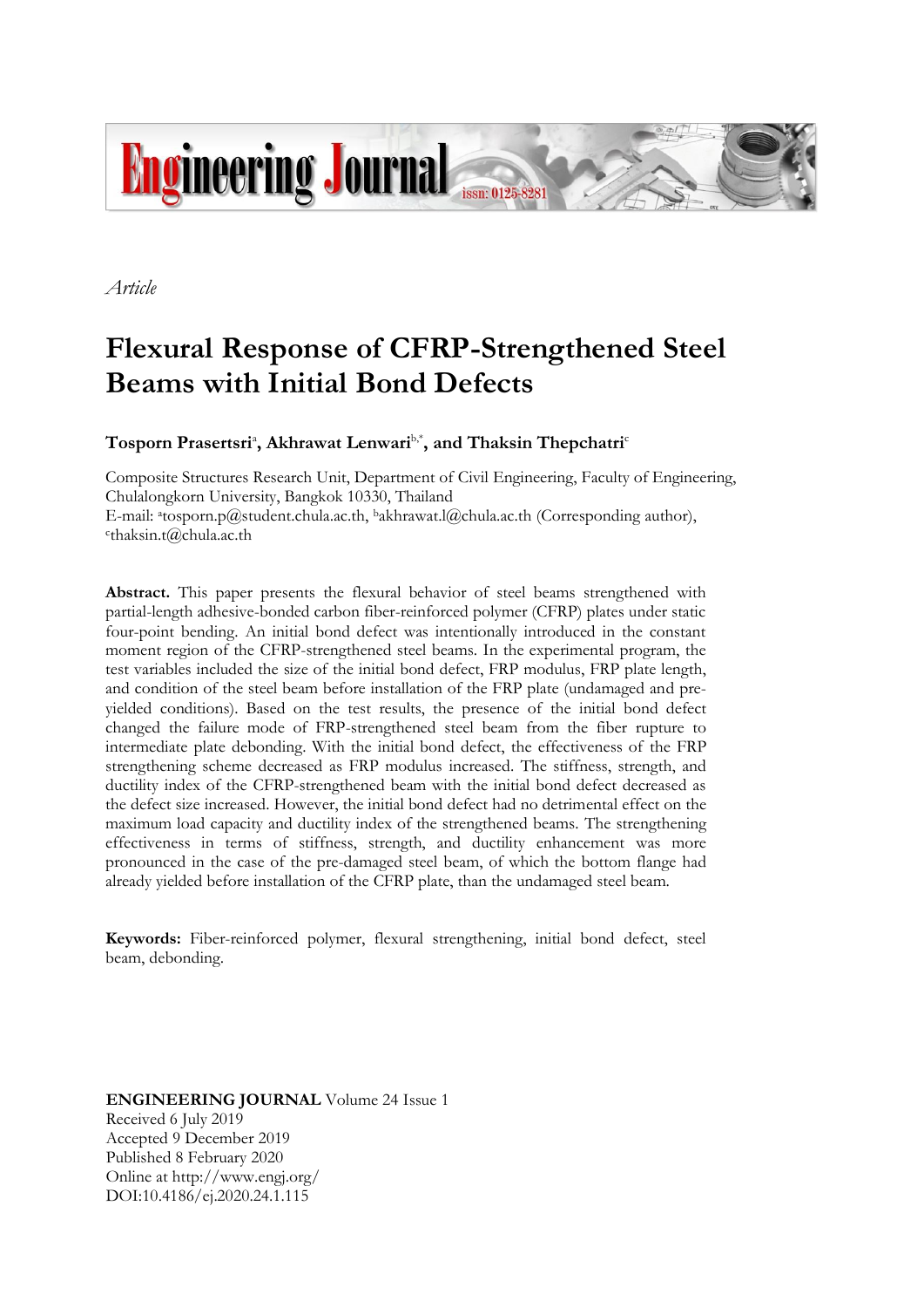*Article*

# Flexural Response of CFRP-Strengthened Steel Beams with Initial Bond Defects

**Tosporn Prasertsri[a], Akhrawat Lenwari[b,*], and Thaksin Thepchatri[c]**

Composite Structures Research Unit, Department of Civil Engineering, Faculty of Engineering, Chulalongkorn University, Bangkok 10330, Thailand
E-mail: [a]tosporn.p@student.chula.ac.th, [b]akhrawat.l@chula.ac.th (Corresponding author), [c]thaksin.t@chula.ac.th

**Abstract.** This paper presents the flexural behavior of steel beams strengthened with partial-length adhesive-bonded carbon fiber-reinforced polymer (CFRP) plates under static four-point bending. An initial bond defect was intentionally introduced in the constant moment region of the CFRP-strengthened steel beams. In the experimental program, the test variables included the size of the initial bond defect, FRP modulus, FRP plate length, and condition of the steel beam before installation of the FRP plate (undamaged and pre-yielded conditions). Based on the test results, the presence of the initial bond defect changed the failure mode of FRP-strengthened steel beam from the fiber rupture to intermediate plate debonding. With the initial bond defect, the effectiveness of the FRP strengthening scheme decreased as FRP modulus increased. The stiffness, strength, and ductility index of the CFRP-strengthened beam with the initial bond defect decreased as the defect size increased. However, the initial bond defect had no detrimental effect on the maximum load capacity and ductility index of the strengthened beams. The strengthening effectiveness in terms of stiffness, strength, and ductility enhancement was more pronounced in the case of the pre-damaged steel beam, of which the bottom flange had already yielded before installation of the CFRP plate, than the undamaged steel beam.

**Keywords:** Fiber-reinforced polymer, flexural strengthening, initial bond defect, steel beam, debonding.

**ENGINEERING JOURNAL** Volume 24 Issue 1
Received 6 July 2019
Accepted 9 December 2019
Published 8 February 2020
Online at http://www.engj.org/
DOI:10.4186/ej.2020.24.1.115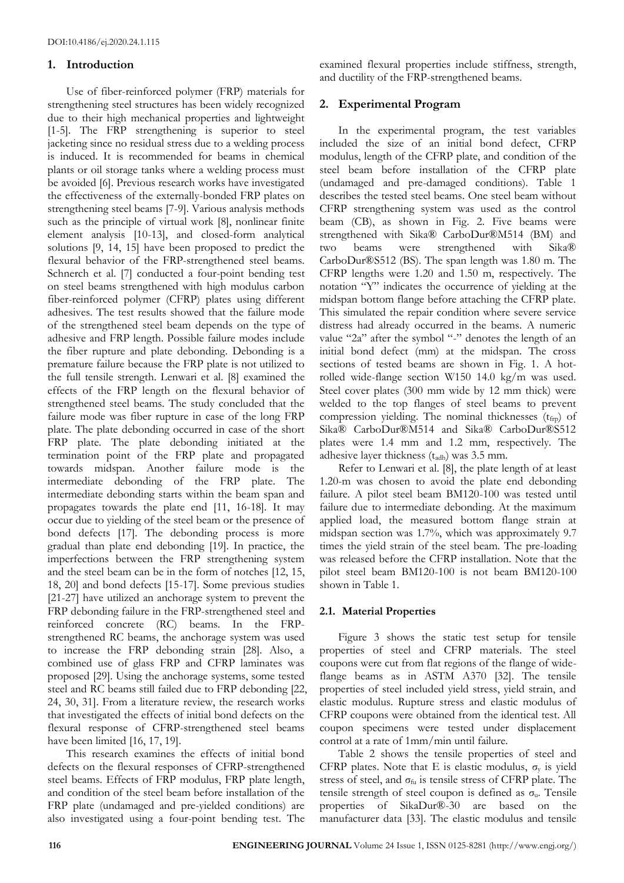DOI:10.4186/ej.2020.24.1.115

## 1. Introduction

Use of fiber-reinforced polymer (FRP) materials for strengthening steel structures has been widely recognized due to their high mechanical properties and lightweight [1-5]. The FRP strengthening is superior to steel jacketing since no residual stress due to a welding process is induced. It is recommended for beams in chemical plants or oil storage tanks where a welding process must be avoided [6]. Previous research works have investigated the effectiveness of the externally-bonded FRP plates on strengthening steel beams [7-9]. Various analysis methods such as the principle of virtual work [8], nonlinear finite element analysis [10-13], and closed-form analytical solutions [9, 14, 15] have been proposed to predict the flexural behavior of the FRP-strengthened steel beams. Schnerch et al. [7] conducted a four-point bending test on steel beams strengthened with high modulus carbon fiber-reinforced polymer (CFRP) plates using different adhesives. The test results showed that the failure mode of the strengthened steel beam depends on the type of adhesive and FRP length. Possible failure modes include the fiber rupture and plate debonding. Debonding is a premature failure because the FRP plate is not utilized to the full tensile strength. Lenwari et al. [8] examined the effects of the FRP length on the flexural behavior of strengthened steel beams. The study concluded that the failure mode was fiber rupture in case of the long FRP plate. The plate debonding occurred in case of the short FRP plate. The plate debonding initiated at the termination point of the FRP plate and propagated towards midspan. Another failure mode is the intermediate debonding of the FRP plate. The intermediate debonding starts within the beam span and propagates towards the plate end [11, 16-18]. It may occur due to yielding of the steel beam or the presence of bond defects [17]. The debonding process is more gradual than plate end debonding [19]. In practice, the imperfections between the FRP strengthening system and the steel beam can be in the form of notches [12, 15, 18, 20] and bond defects [15-17]. Some previous studies [21-27] have utilized an anchorage system to prevent the FRP debonding failure in the FRP-strengthened steel and reinforced concrete (RC) beams. In the FRP-strengthened RC beams, the anchorage system was used to increase the FRP debonding strain [28]. Also, a combined use of glass FRP and CFRP laminates was proposed [29]. Using the anchorage systems, some tested steel and RC beams still failed due to FRP debonding [22, 24, 30, 31]. From a literature review, the research works that investigated the effects of initial bond defects on the flexural response of CFRP-strengthened steel beams have been limited [16, 17, 19].

This research examines the effects of initial bond defects on the flexural responses of CFRP-strengthened steel beams. Effects of FRP modulus, FRP plate length, and condition of the steel beam before installation of the FRP plate (undamaged and pre-yielded conditions) are also investigated using a four-point bending test. The examined flexural properties include stiffness, strength, and ductility of the FRP-strengthened beams.

## 2. Experimental Program

In the experimental program, the test variables included the size of an initial bond defect, CFRP modulus, length of the CFRP plate, and condition of the steel beam before installation of the CFRP plate (undamaged and pre-damaged conditions). Table 1 describes the tested steel beams. One steel beam without CFRP strengthening system was used as the control beam (CB), as shown in Fig. 2. Five beams were strengthened with Sika® CarboDur®M514 (BM) and two beams were strengthened with Sika® CarboDur®S512 (BS). The span length was 1.80 m. The CFRP lengths were 1.20 and 1.50 m, respectively. The notation "Y" indicates the occurrence of yielding at the midspan bottom flange before attaching the CFRP plate. This simulated the repair condition where severe service distress had already occurred in the beams. A numeric value "2a" after the symbol "-" denotes the length of an initial bond defect (mm) at the midspan. The cross sections of tested beams are shown in Fig. 1. A hot-rolled wide-flange section W150 14.0 kg/m was used. Steel cover plates (300 mm wide by 12 mm thick) were welded to the top flanges of steel beams to prevent compression yielding. The nominal thicknesses ($t_{frp}$) of Sika® CarboDur®M514 and Sika® CarboDur®S512 plates were 1.4 mm and 1.2 mm, respectively. The adhesive layer thickness ($t_{adh}$) was 3.5 mm.

Refer to Lenwari et al. [8], the plate length of at least 1.20-m was chosen to avoid the plate end debonding failure. A pilot steel beam BM120-100 was tested until failure due to intermediate debonding. At the maximum applied load, the measured bottom flange strain at midspan section was 1.7%, which was approximately 9.7 times the yield strain of the steel beam. The pre-loading was released before the CFRP installation. Note that the pilot steel beam BM120-100 is not beam BM120-100 shown in Table 1.

### 2.1. Material Properties

Figure 3 shows the static test setup for tensile properties of steel and CFRP materials. The steel coupons were cut from flat regions of the flange of wide-flange beams as in ASTM A370 [32]. The tensile properties of steel included yield stress, yield strain, and elastic modulus. Rupture stress and elastic modulus of CFRP coupons were obtained from the identical test. All coupon specimens were tested under displacement control at a rate of 1mm/min until failure.

Table 2 shows the tensile properties of steel and CFRP plates. Note that E is elastic modulus, $\sigma_y$ is yield stress of steel, and $\sigma_{fu}$ is tensile stress of CFRP plate. The tensile strength of steel coupon is defined as $\sigma_u$. Tensile properties of SikaDur®-30 are based on the manufacturer data [33]. The elastic modulus and tensile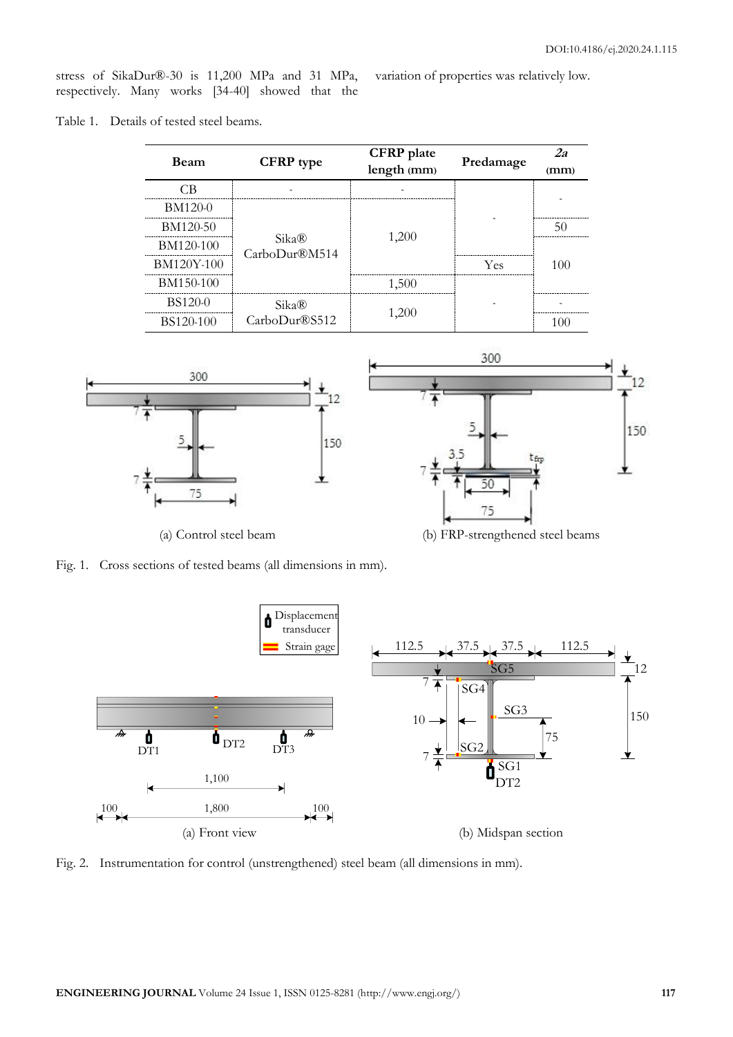stress of SikaDur®-30 is 11,200 MPa and 31 MPa, respectively. Many works [34-40] showed that the variation of properties was relatively low.

Table 1. Details of tested steel beams.

| Beam | CFRP type | CFRP plate length (mm) | Predamage | *2a* (mm) |
|---|---|---|---|---|
| CB | - | - | - | - |
| BM120-0 | Sika® CarboDur®M514 | 1,200 | - | - |
| BM120-50 | Sika® CarboDur®M514 | 1,200 | - | 50 |
| BM120-100 | Sika® CarboDur®M514 | 1,200 | - | 100 |
| BM120Y-100 | Sika® CarboDur®M514 | 1,200 | Yes | 100 |
| BM150-100 | Sika® CarboDur®M514 | 1,500 | - | 100 |
| BS120-0 | Sika® CarboDur®S512 | 1,200 | - | - |
| BS120-100 | Sika® CarboDur®S512 | 1,200 | - | 100 |

(a) Control steel beam

(b) FRP-strengthened steel beams

Fig. 1. Cross sections of tested beams (all dimensions in mm).

(a) Front view

(b) Midspan section

Fig. 2. Instrumentation for control (unstrengthened) steel beam (all dimensions in mm).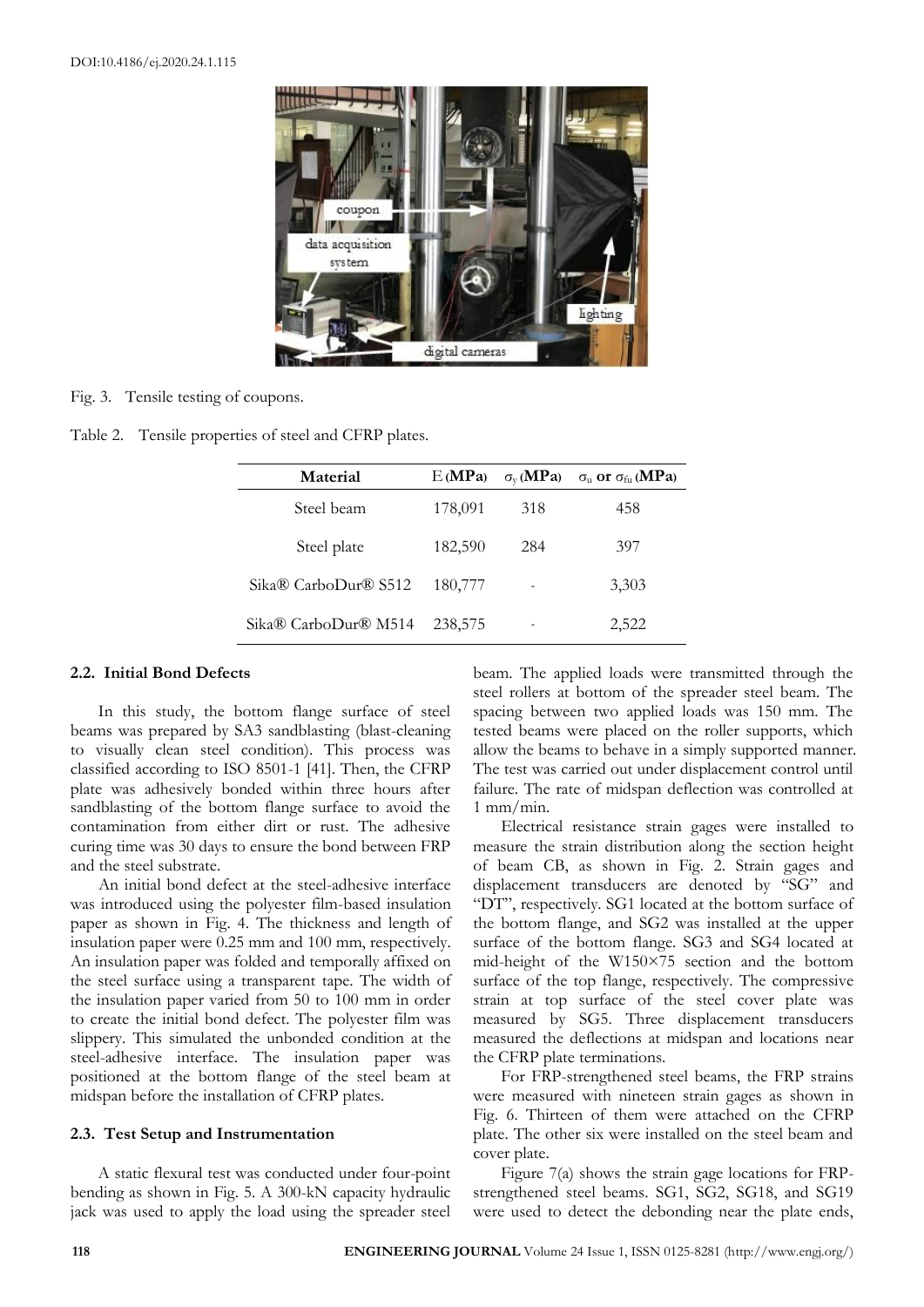Fig. 3. Tensile testing of coupons.

Table 2. Tensile properties of steel and CFRP plates.

| Material | E (MPa) | $\sigma_y$ (MPa) | $\sigma_u$ or $\sigma_{fu}$ (MPa) |
|---|---|---|---|
| Steel beam | 178,091 | 318 | 458 |
| Steel plate | 182,590 | 284 | 397 |
| Sika® CarboDur® S512 | 180,777 | - | 3,303 |
| Sika® CarboDur® M514 | 238,575 | - | 2,522 |

### 2.2. Initial Bond Defects

In this study, the bottom flange surface of steel beams was prepared by SA3 sandblasting (blast-cleaning to visually clean steel condition). This process was classified according to ISO 8501-1 [41]. Then, the CFRP plate was adhesively bonded within three hours after sandblasting of the bottom flange surface to avoid the contamination from either dirt or rust. The adhesive curing time was 30 days to ensure the bond between FRP and the steel substrate.

An initial bond defect at the steel-adhesive interface was introduced using the polyester film-based insulation paper as shown in Fig. 4. The thickness and length of insulation paper were 0.25 mm and 100 mm, respectively. An insulation paper was folded and temporally affixed on the steel surface using a transparent tape. The width of the insulation paper varied from 50 to 100 mm in order to create the initial bond defect. The polyester film was slippery. This simulated the unbonded condition at the steel-adhesive interface. The insulation paper was positioned at the bottom flange of the steel beam at midspan before the installation of CFRP plates.

### 2.3. Test Setup and Instrumentation

A static flexural test was conducted under four-point bending as shown in Fig. 5. A 300-kN capacity hydraulic jack was used to apply the load using the spreader steel beam. The applied loads were transmitted through the steel rollers at bottom of the spreader steel beam. The spacing between two applied loads was 150 mm. The tested beams were placed on the roller supports, which allow the beams to behave in a simply supported manner. The test was carried out under displacement control until failure. The rate of midspan deflection was controlled at 1 mm/min.

Electrical resistance strain gages were installed to measure the strain distribution along the section height of beam CB, as shown in Fig. 2. Strain gages and displacement transducers are denoted by "SG" and "DT", respectively. SG1 located at the bottom surface of the bottom flange, and SG2 was installed at the upper surface of the bottom flange. SG3 and SG4 located at mid-height of the W150×75 section and the bottom surface of the top flange, respectively. The compressive strain at top surface of the steel cover plate was measured by SG5. Three displacement transducers measured the deflections at midspan and locations near the CFRP plate terminations.

For FRP-strengthened steel beams, the FRP strains were measured with nineteen strain gages as shown in Fig. 6. Thirteen of them were attached on the CFRP plate. The other six were installed on the steel beam and cover plate.

Figure 7(a) shows the strain gage locations for FRP-strengthened steel beams. SG1, SG2, SG18, and SG19 were used to detect the debonding near the plate ends,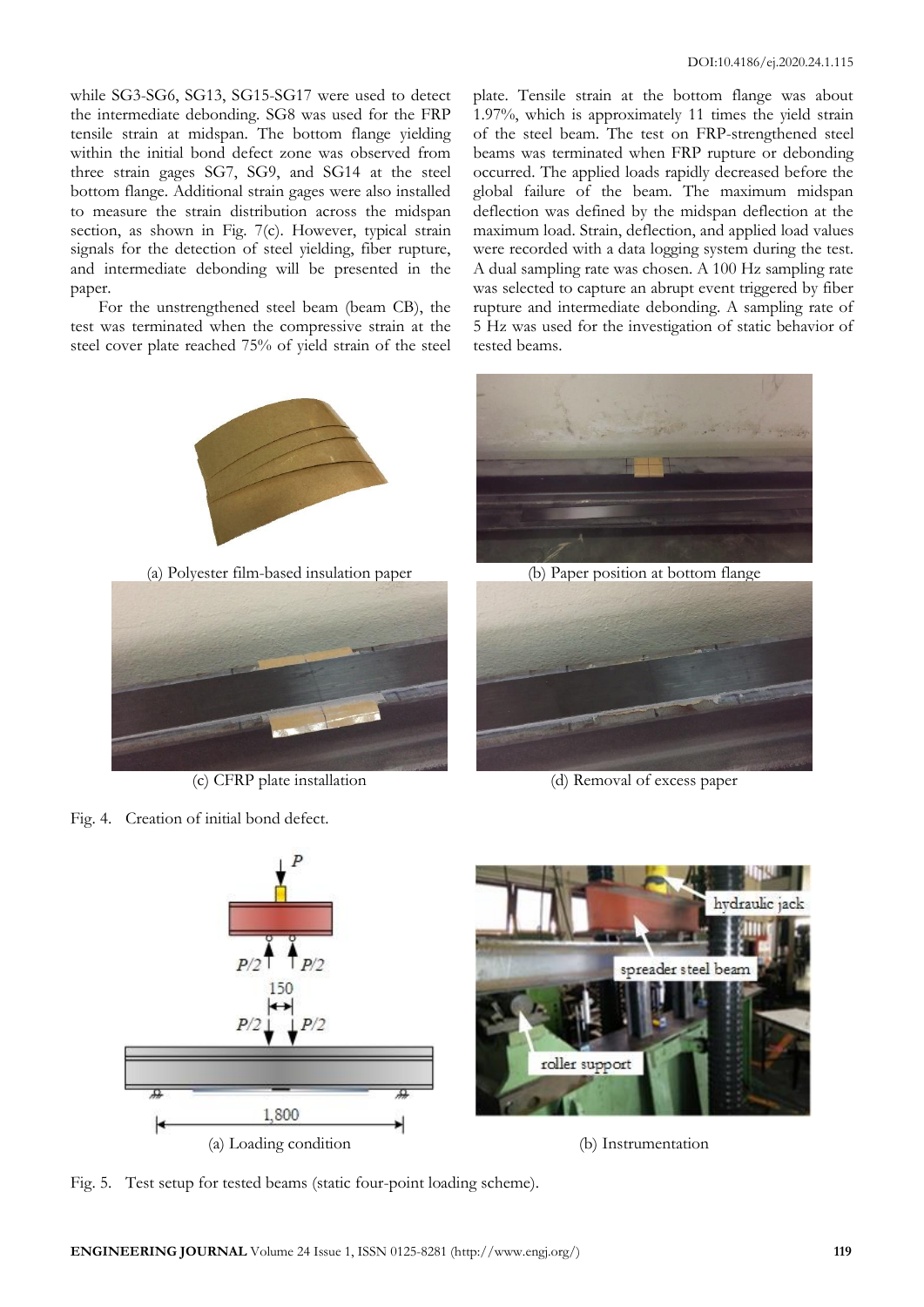while SG3-SG6, SG13, SG15-SG17 were used to detect the intermediate debonding. SG8 was used for the FRP tensile strain at midspan. The bottom flange yielding within the initial bond defect zone was observed from three strain gages SG7, SG9, and SG14 at the steel bottom flange. Additional strain gages were also installed to measure the strain distribution across the midspan section, as shown in Fig. 7(c). However, typical strain signals for the detection of steel yielding, fiber rupture, and intermediate debonding will be presented in the paper.

For the unstrengthened steel beam (beam CB), the test was terminated when the compressive strain at the steel cover plate reached 75% of yield strain of the steel plate. Tensile strain at the bottom flange was about 1.97%, which is approximately 11 times the yield strain of the steel beam. The test on FRP-strengthened steel beams was terminated when FRP rupture or debonding occurred. The applied loads rapidly decreased before the global failure of the beam. The maximum midspan deflection was defined by the midspan deflection at the maximum load. Strain, deflection, and applied load values were recorded with a data logging system during the test. A dual sampling rate was chosen. A 100 Hz sampling rate was selected to capture an abrupt event triggered by fiber rupture and intermediate debonding. A sampling rate of 5 Hz was used for the investigation of static behavior of tested beams.

(a) Polyester film-based insulation paper

(b) Paper position at bottom flange

(c) CFRP plate installation

(d) Removal of excess paper

Fig. 4. Creation of initial bond defect.

(a) Loading condition

(b) Instrumentation

Fig. 5. Test setup for tested beams (static four-point loading scheme).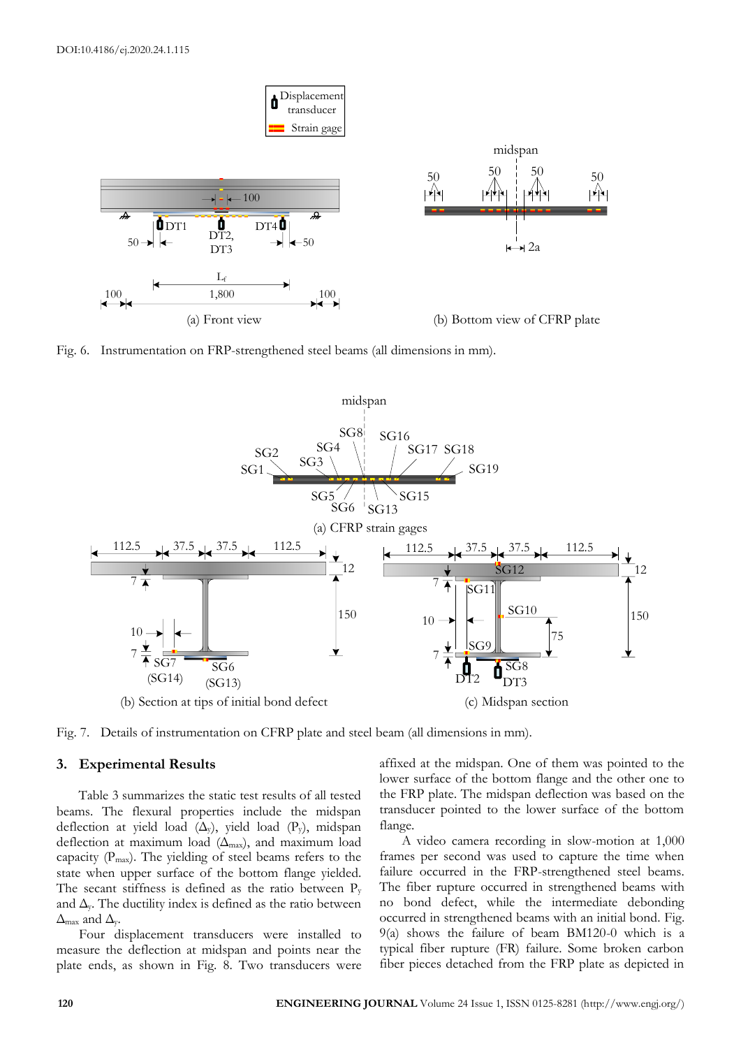Fig. 6. Instrumentation on FRP-strengthened steel beams (all dimensions in mm).

Fig. 7. Details of instrumentation on CFRP plate and steel beam (all dimensions in mm).

## 3. Experimental Results

Table 3 summarizes the static test results of all tested beams. The flexural properties include the midspan deflection at yield load ($\Delta_y$), yield load ($P_y$), midspan deflection at maximum load ($\Delta_{max}$), and maximum load capacity ($P_{max}$). The yielding of steel beams refers to the state when upper surface of the bottom flange yielded. The secant stiffness is defined as the ratio between $P_y$ and $\Delta_y$. The ductility index is defined as the ratio between $\Delta_{max}$ and $\Delta_y$.

Four displacement transducers were installed to measure the deflection at midspan and points near the plate ends, as shown in Fig. 8. Two transducers were affixed at the midspan. One of them was pointed to the lower surface of the bottom flange and the other one to the FRP plate. The midspan deflection was based on the transducer pointed to the lower surface of the bottom flange.

A video camera recording in slow-motion at 1,000 frames per second was used to capture the time when failure occurred in the FRP-strengthened steel beams. The fiber rupture occurred in strengthened beams with no bond defect, while the intermediate debonding occurred in strengthened beams with an initial bond. Fig. 9(a) shows the failure of beam BM120-0 which is a typical fiber rupture (FR) failure. Some broken carbon fiber pieces detached from the FRP plate as depicted in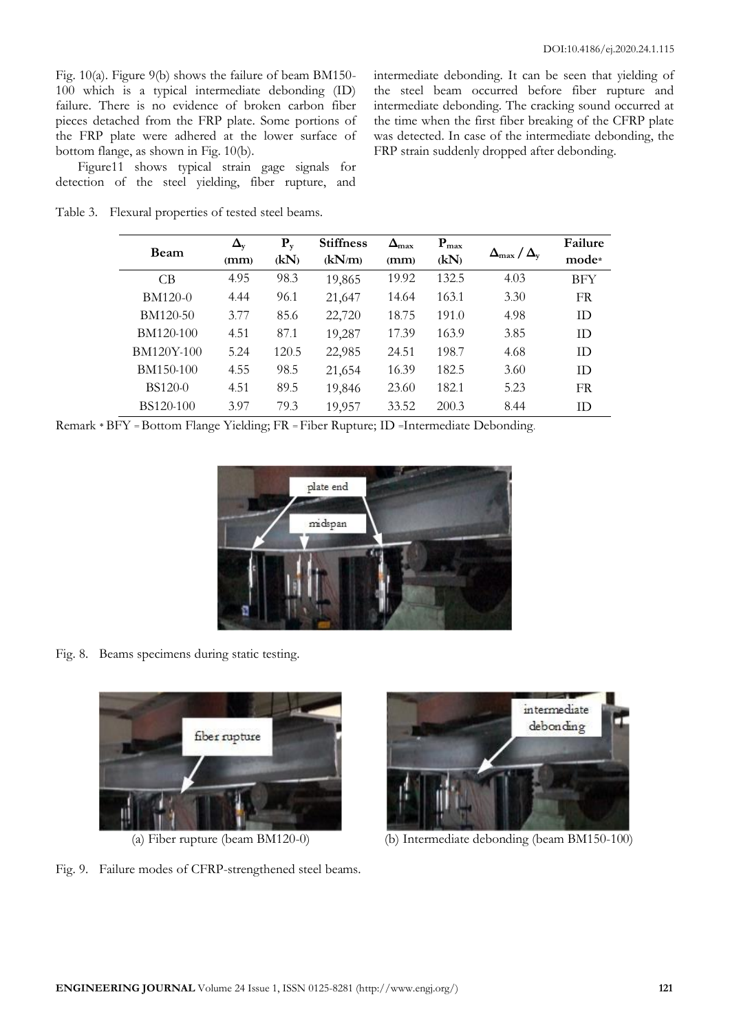Fig. 10(a). Figure 9(b) shows the failure of beam BM150-100 which is a typical intermediate debonding (ID) failure. There is no evidence of broken carbon fiber pieces detached from the FRP plate. Some portions of the FRP plate were adhered at the lower surface of bottom flange, as shown in Fig. 10(b).

Figure11 shows typical strain gage signals for detection of the steel yielding, fiber rupture, and intermediate debonding. It can be seen that yielding of the steel beam occurred before fiber rupture and intermediate debonding. The cracking sound occurred at the time when the first fiber breaking of the CFRP plate was detected. In case of the intermediate debonding, the FRP strain suddenly dropped after debonding.

Table 3. Flexural properties of tested steel beams.

| Beam | $\Delta_y$ (mm) | $P_y$ (kN) | Stiffness (kN/m) | $\Delta_{max}$ (mm) | $P_{max}$ (kN) | $\Delta_{max} / \Delta_y$ | Failure mode* |
|---|---|---|---|---|---|---|---|
| CB | 4.95 | 98.3 | 19,865 | 19.92 | 132.5 | 4.03 | BFY |
| BM120-0 | 4.44 | 96.1 | 21,647 | 14.64 | 163.1 | 3.30 | FR |
| BM120-50 | 3.77 | 85.6 | 22,720 | 18.75 | 191.0 | 4.98 | ID |
| BM120-100 | 4.51 | 87.1 | 19,287 | 17.39 | 163.9 | 3.85 | ID |
| BM120Y-100 | 5.24 | 120.5 | 22,985 | 24.51 | 198.7 | 4.68 | ID |
| BM150-100 | 4.55 | 98.5 | 21,654 | 16.39 | 182.5 | 3.60 | ID |
| BS120-0 | 4.51 | 89.5 | 19,846 | 23.60 | 182.1 | 5.23 | FR |
| BS120-100 | 3.97 | 79.3 | 19,957 | 33.52 | 200.3 | 8.44 | ID |

Remark * BFY = Bottom Flange Yielding; FR = Fiber Rupture; ID =Intermediate Debonding.

Fig. 8. Beams specimens during static testing.

(a) Fiber rupture (beam BM120-0)

(b) Intermediate debonding (beam BM150-100)

Fig. 9. Failure modes of CFRP-strengthened steel beams.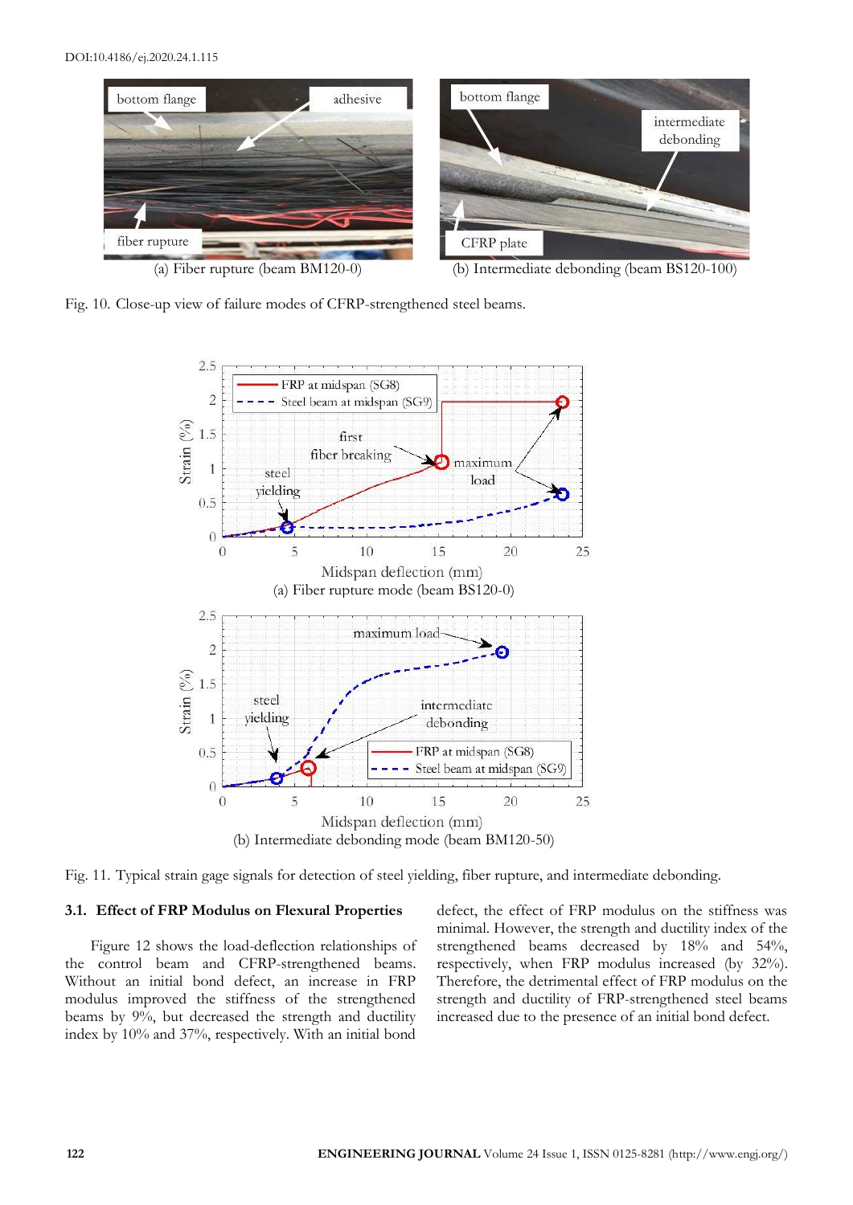(a) Fiber rupture (beam BM120-0)

(b) Intermediate debonding (beam BS120-100)

Fig. 10. Close-up view of failure modes of CFRP-strengthened steel beams.

(a) Fiber rupture mode (beam BS120-0)

(b) Intermediate debonding mode (beam BM120-50)

Fig. 11. Typical strain gage signals for detection of steel yielding, fiber rupture, and intermediate debonding.

### 3.1. Effect of FRP Modulus on Flexural Properties

Figure 12 shows the load-deflection relationships of the control beam and CFRP-strengthened beams. Without an initial bond defect, an increase in FRP modulus improved the stiffness of the strengthened beams by 9%, but decreased the strength and ductility index by 10% and 37%, respectively. With an initial bond defect, the effect of FRP modulus on the stiffness was minimal. However, the strength and ductility index of the strengthened beams decreased by 18% and 54%, respectively, when FRP modulus increased (by 32%). Therefore, the detrimental effect of FRP modulus on the strength and ductility of FRP-strengthened steel beams increased due to the presence of an initial bond defect.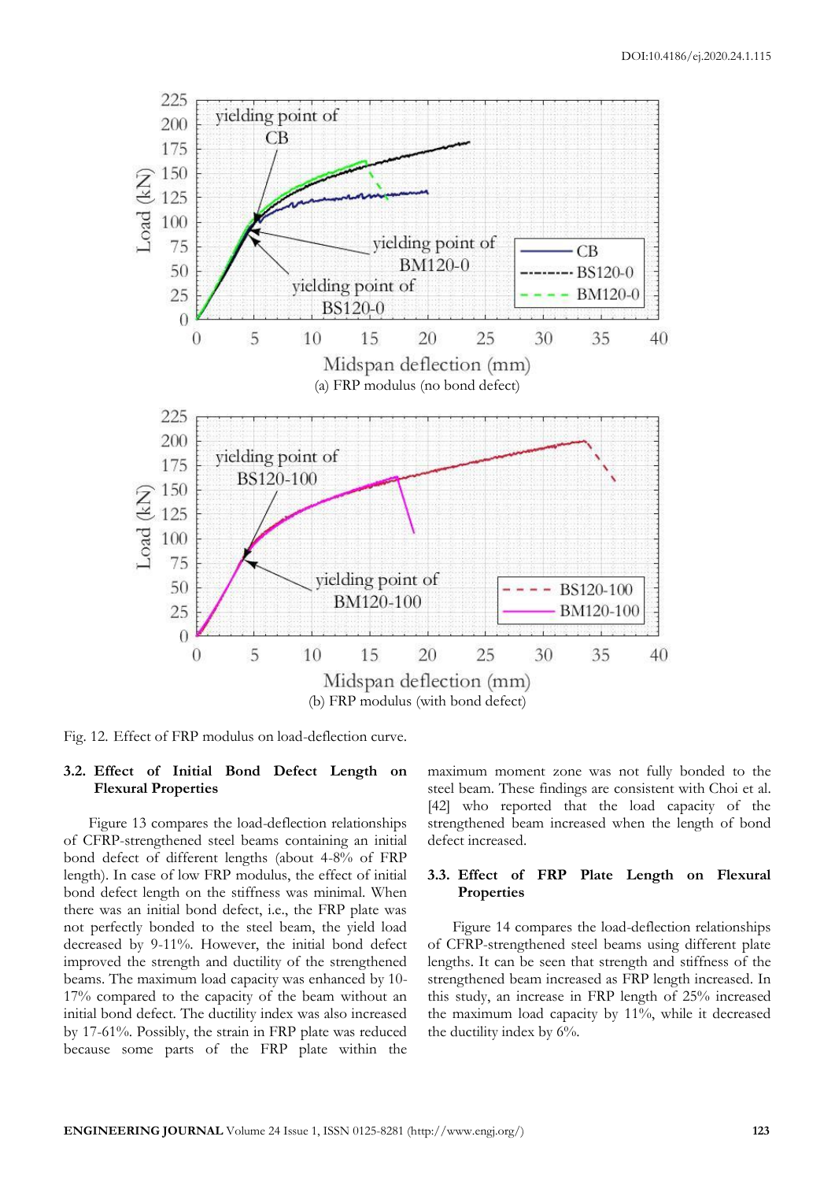Fig. 12. Effect of FRP modulus on load-deflection curve.

### 3.2. Effect of Initial Bond Defect Length on Flexural Properties

Figure 13 compares the load-deflection relationships of CFRP-strengthened steel beams containing an initial bond defect of different lengths (about 4-8% of FRP length). In case of low FRP modulus, the effect of initial bond defect length on the stiffness was minimal. When there was an initial bond defect, i.e., the FRP plate was not perfectly bonded to the steel beam, the yield load decreased by 9-11%. However, the initial bond defect improved the strength and ductility of the strengthened beams. The maximum load capacity was enhanced by 10-17% compared to the capacity of the beam without an initial bond defect. The ductility index was also increased by 17-61%. Possibly, the strain in FRP plate was reduced because some parts of the FRP plate within the maximum moment zone was not fully bonded to the steel beam. These findings are consistent with Choi et al. [42] who reported that the load capacity of the strengthened beam increased when the length of bond defect increased.

### 3.3. Effect of FRP Plate Length on Flexural Properties

Figure 14 compares the load-deflection relationships of CFRP-strengthened steel beams using different plate lengths. It can be seen that strength and stiffness of the strengthened beam increased as FRP length increased. In this study, an increase in FRP length of 25% increased the maximum load capacity by 11%, while it decreased the ductility index by 6%.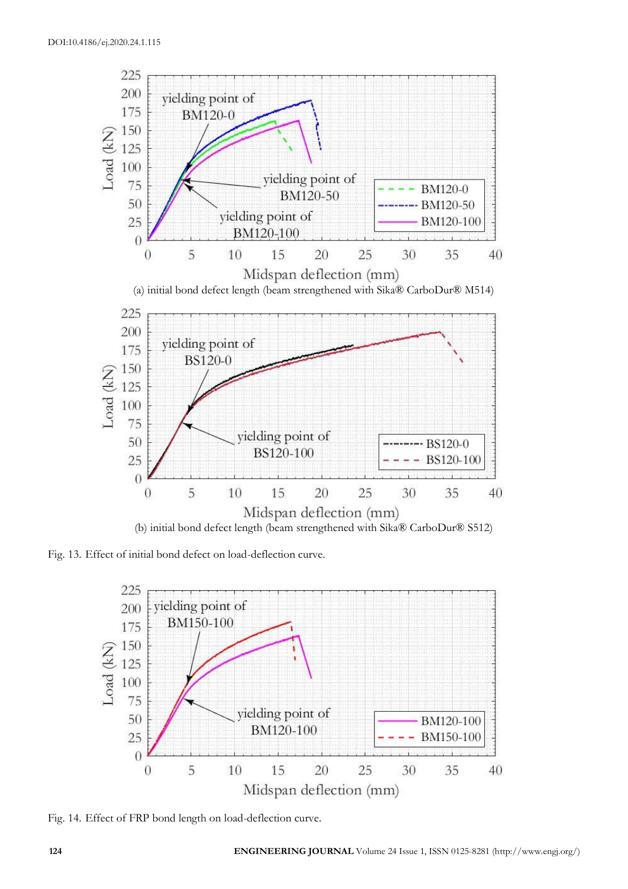(a) initial bond defect length (beam strengthened with Sika® CarboDur® M514)

(b) initial bond defect length (beam strengthened with Sika® CarboDur® S512)

Fig. 13. Effect of initial bond defect on load-deflection curve.

Fig. 14. Effect of FRP bond length on load-deflection curve.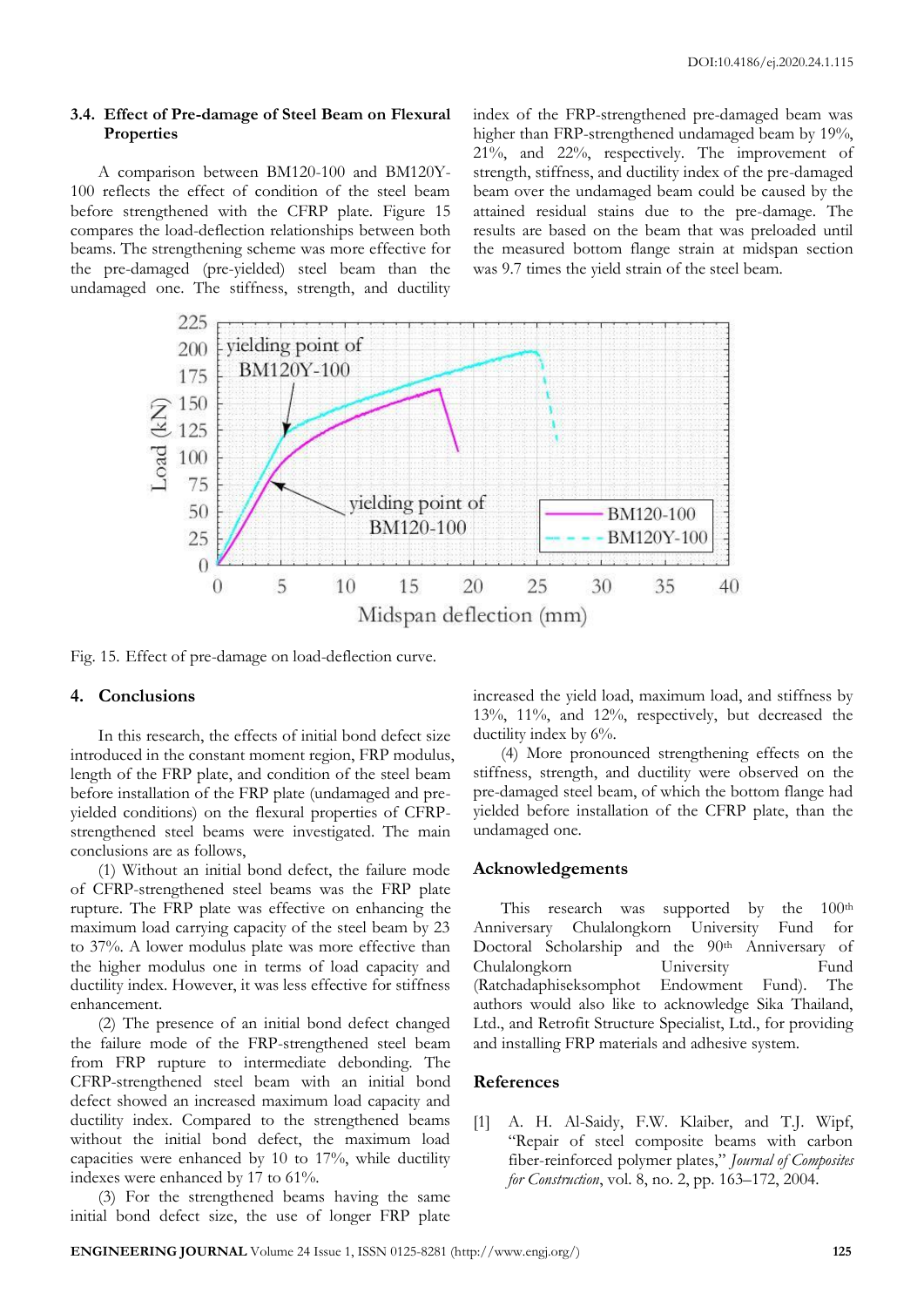### 3.4. Effect of Pre-damage of Steel Beam on Flexural Properties

A comparison between BM120-100 and BM120Y-100 reflects the effect of condition of the steel beam before strengthened with the CFRP plate. Figure 15 compares the load-deflection relationships between both beams. The strengthening scheme was more effective for the pre-damaged (pre-yielded) steel beam than the undamaged one. The stiffness, strength, and ductility index of the FRP-strengthened pre-damaged beam was higher than FRP-strengthened undamaged beam by 19%, 21%, and 22%, respectively. The improvement of strength, stiffness, and ductility index of the pre-damaged beam over the undamaged beam could be caused by the attained residual stains due to the pre-damage. The results are based on the beam that was preloaded until the measured bottom flange strain at midspan section was 9.7 times the yield strain of the steel beam.

Fig. 15. Effect of pre-damage on load-deflection curve.

## 4. Conclusions

In this research, the effects of initial bond defect size introduced in the constant moment region, FRP modulus, length of the FRP plate, and condition of the steel beam before installation of the FRP plate (undamaged and pre-yielded conditions) on the flexural properties of CFRP-strengthened steel beams were investigated. The main conclusions are as follows,

(1) Without an initial bond defect, the failure mode of CFRP-strengthened steel beams was the FRP plate rupture. The FRP plate was effective on enhancing the maximum load carrying capacity of the steel beam by 23 to 37%. A lower modulus plate was more effective than the higher modulus one in terms of load capacity and ductility index. However, it was less effective for stiffness enhancement.

(2) The presence of an initial bond defect changed the failure mode of the FRP-strengthened steel beam from FRP rupture to intermediate debonding. The CFRP-strengthened steel beam with an initial bond defect showed an increased maximum load capacity and ductility index. Compared to the strengthened beams without the initial bond defect, the maximum load capacities were enhanced by 10 to 17%, while ductility indexes were enhanced by 17 to 61%.

(3) For the strengthened beams having the same initial bond defect size, the use of longer FRP plate increased the yield load, maximum load, and stiffness by 13%, 11%, and 12%, respectively, but decreased the ductility index by 6%.

(4) More pronounced strengthening effects on the stiffness, strength, and ductility were observed on the pre-damaged steel beam, of which the bottom flange had yielded before installation of the CFRP plate, than the undamaged one.

## Acknowledgements

This research was supported by the 100th Anniversary Chulalongkorn University Fund for Doctoral Scholarship and the 90th Anniversary of Chulalongkorn University Fund (Ratchadaphiseksomphot Endowment Fund). The authors would also like to acknowledge Sika Thailand, Ltd., and Retrofit Structure Specialist, Ltd., for providing and installing FRP materials and adhesive system.

## References

[1] A. H. Al-Saidy, F.W. Klaiber, and T.J. Wipf, "Repair of steel composite beams with carbon fiber-reinforced polymer plates," *Journal of Composites for Construction*, vol. 8, no. 2, pp. 163–172, 2004.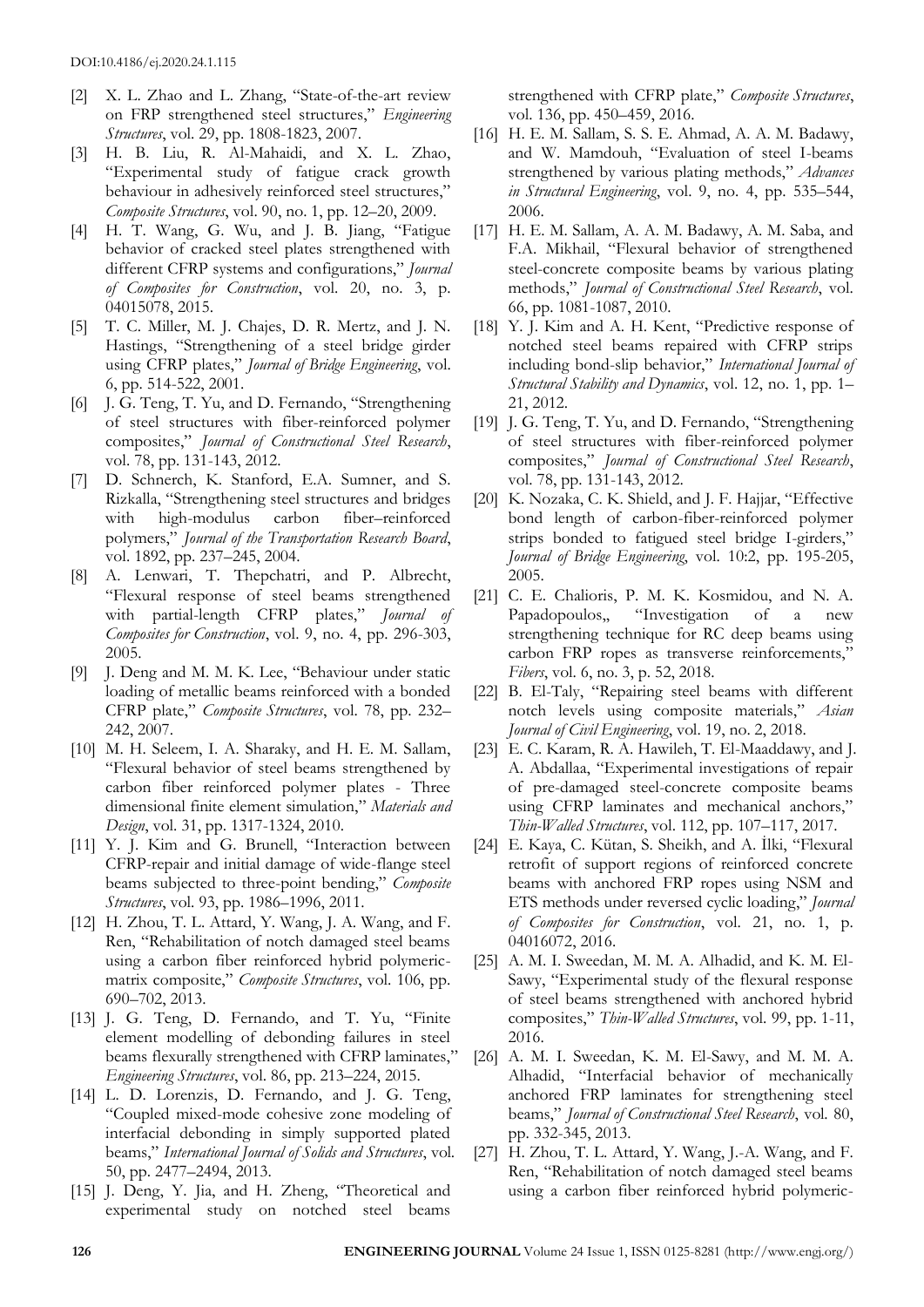[2] X. L. Zhao and L. Zhang, "State-of-the-art review on FRP strengthened steel structures," *Engineering Structures*, vol. 29, pp. 1808-1823, 2007.

[3] H. B. Liu, R. Al-Mahaidi, and X. L. Zhao, "Experimental study of fatigue crack growth behaviour in adhesively reinforced steel structures," *Composite Structures*, vol. 90, no. 1, pp. 12–20, 2009.

[4] H. T. Wang, G. Wu, and J. B. Jiang, "Fatigue behavior of cracked steel plates strengthened with different CFRP systems and configurations," *Journal of Composites for Construction*, vol. 20, no. 3, p. 04015078, 2015.

[5] T. C. Miller, M. J. Chajes, D. R. Mertz, and J. N. Hastings, "Strengthening of a steel bridge girder using CFRP plates," *Journal of Bridge Engineering*, vol. 6, pp. 514-522, 2001.

[6] J. G. Teng, T. Yu, and D. Fernando, "Strengthening of steel structures with fiber-reinforced polymer composites," *Journal of Constructional Steel Research*, vol. 78, pp. 131-143, 2012.

[7] D. Schnerch, K. Stanford, E.A. Sumner, and S. Rizkalla, "Strengthening steel structures and bridges with high-modulus carbon fiber–reinforced polymers," *Journal of the Transportation Research Board*, vol. 1892, pp. 237–245, 2004.

[8] A. Lenwari, T. Thepchatri, and P. Albrecht, "Flexural response of steel beams strengthened with partial-length CFRP plates," *Journal of Composites for Construction*, vol. 9, no. 4, pp. 296-303, 2005.

[9] J. Deng and M. M. K. Lee, "Behaviour under static loading of metallic beams reinforced with a bonded CFRP plate," *Composite Structures*, vol. 78, pp. 232–242, 2007.

[10] M. H. Seleem, I. A. Sharaky, and H. E. M. Sallam, "Flexural behavior of steel beams strengthened by carbon fiber reinforced polymer plates - Three dimensional finite element simulation," *Materials and Design*, vol. 31, pp. 1317-1324, 2010.

[11] Y. J. Kim and G. Brunell, "Interaction between CFRP-repair and initial damage of wide-flange steel beams subjected to three-point bending," *Composite Structures*, vol. 93, pp. 1986–1996, 2011.

[12] H. Zhou, T. L. Attard, Y. Wang, J. A. Wang, and F. Ren, "Rehabilitation of notch damaged steel beams using a carbon fiber reinforced hybrid polymeric-matrix composite," *Composite Structures*, vol. 106, pp. 690–702, 2013.

[13] J. G. Teng, D. Fernando, and T. Yu, "Finite element modelling of debonding failures in steel beams flexurally strengthened with CFRP laminates," *Engineering Structures*, vol. 86, pp. 213–224, 2015.

[14] L. D. Lorenzis, D. Fernando, and J. G. Teng, "Coupled mixed-mode cohesive zone modeling of interfacial debonding in simply supported plated beams," *International Journal of Solids and Structures*, vol. 50, pp. 2477–2494, 2013.

[15] J. Deng, Y. Jia, and H. Zheng, "Theoretical and experimental study on notched steel beams strengthened with CFRP plate," *Composite Structures*, vol. 136, pp. 450–459, 2016.

[16] H. E. M. Sallam, S. S. E. Ahmad, A. A. M. Badawy, and W. Mamdouh, "Evaluation of steel I-beams strengthened by various plating methods," *Advances in Structural Engineering*, vol. 9, no. 4, pp. 535–544, 2006.

[17] H. E. M. Sallam, A. A. M. Badawy, A. M. Saba, and F.A. Mikhail, "Flexural behavior of strengthened steel-concrete composite beams by various plating methods," *Journal of Constructional Steel Research*, vol. 66, pp. 1081-1087, 2010.

[18] Y. J. Kim and A. H. Kent, "Predictive response of notched steel beams repaired with CFRP strips including bond-slip behavior," *International Journal of Structural Stability and Dynamics*, vol. 12, no. 1, pp. 1–21, 2012.

[19] J. G. Teng, T. Yu, and D. Fernando, "Strengthening of steel structures with fiber-reinforced polymer composites," *Journal of Constructional Steel Research*, vol. 78, pp. 131-143, 2012.

[20] K. Nozaka, C. K. Shield, and J. F. Hajjar, "Effective bond length of carbon-fiber-reinforced polymer strips bonded to fatigued steel bridge I-girders," *Journal of Bridge Engineering*, vol. 10:2, pp. 195-205, 2005.

[21] C. E. Chalioris, P. M. K. Kosmidou, and N. A. Papadopoulos,, "Investigation of a new strengthening technique for RC deep beams using carbon FRP ropes as transverse reinforcements," *Fibers*, vol. 6, no. 3, p. 52, 2018.

[22] B. El-Taly, "Repairing steel beams with different notch levels using composite materials," *Asian Journal of Civil Engineering*, vol. 19, no. 2, 2018.

[23] E. C. Karam, R. A. Hawileh, T. El-Maaddawy, and J. A. Abdallaa, "Experimental investigations of repair of pre-damaged steel-concrete composite beams using CFRP laminates and mechanical anchors," *Thin-Walled Structures*, vol. 112, pp. 107–117, 2017.

[24] E. Kaya, C. Kütan, S. Sheikh, and A. İlki, "Flexural retrofit of support regions of reinforced concrete beams with anchored FRP ropes using NSM and ETS methods under reversed cyclic loading," *Journal of Composites for Construction*, vol. 21, no. 1, p. 04016072, 2016.

[25] A. M. I. Sweedan, M. M. A. Alhadid, and K. M. El-Sawy, "Experimental study of the flexural response of steel beams strengthened with anchored hybrid composites," *Thin-Walled Structures*, vol. 99, pp. 1-11, 2016.

[26] A. M. I. Sweedan, K. M. El-Sawy, and M. M. A. Alhadid, "Interfacial behavior of mechanically anchored FRP laminates for strengthening steel beams," *Journal of Constructional Steel Research*, vol. 80, pp. 332-345, 2013.

[27] H. Zhou, T. L. Attard, Y. Wang, J.-A. Wang, and F. Ren, "Rehabilitation of notch damaged steel beams using a carbon fiber reinforced hybrid polymeric-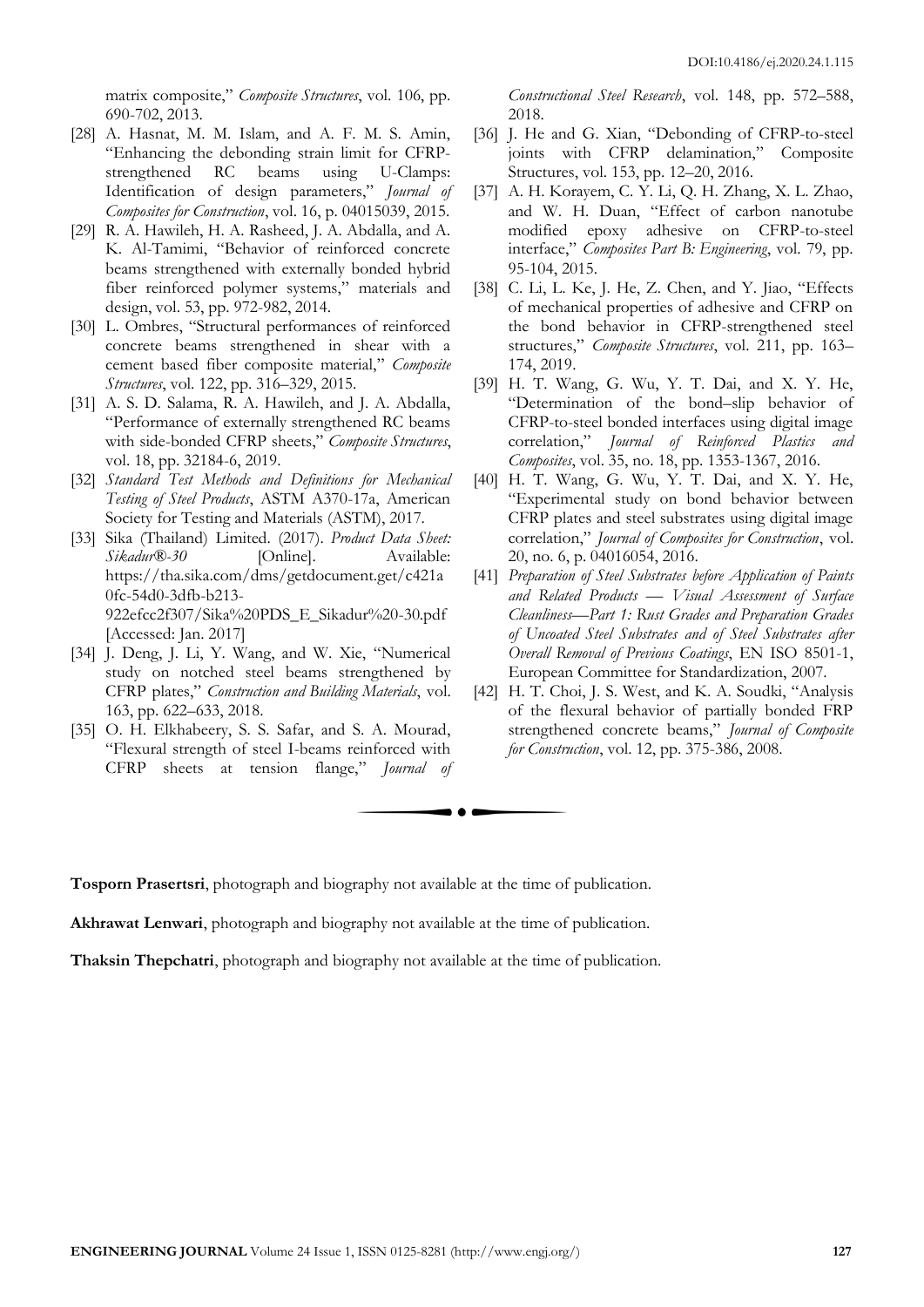matrix composite," *Composite Structures*, vol. 106, pp. 690-702, 2013.

[28] A. Hasnat, M. M. Islam, and A. F. M. S. Amin, "Enhancing the debonding strain limit for CFRP-strengthened RC beams using U-Clamps: Identification of design parameters," *Journal of Composites for Construction*, vol. 16, p. 04015039, 2015.

[29] R. A. Hawileh, H. A. Rasheed, J. A. Abdalla, and A. K. Al-Tamimi, "Behavior of reinforced concrete beams strengthened with externally bonded hybrid fiber reinforced polymer systems," materials and design, vol. 53, pp. 972-982, 2014.

[30] L. Ombres, "Structural performances of reinforced concrete beams strengthened in shear with a cement based fiber composite material," *Composite Structures*, vol. 122, pp. 316–329, 2015.

[31] A. S. D. Salama, R. A. Hawileh, and J. A. Abdalla, "Performance of externally strengthened RC beams with side-bonded CFRP sheets," *Composite Structures*, vol. 18, pp. 32184-6, 2019.

[32] *Standard Test Methods and Definitions for Mechanical Testing of Steel Products*, ASTM A370-17a, American Society for Testing and Materials (ASTM), 2017.

[33] Sika (Thailand) Limited. (2017). *Product Data Sheet: Sikadur®-30* [Online]. Available: https://tha.sika.com/dms/getdocument.get/c421a0fc-54d0-3dfb-b213-922efcc2f307/Sika%20PDS_E_Sikadur%20-30.pdf [Accessed: Jan. 2017]

[34] J. Deng, J. Li, Y. Wang, and W. Xie, "Numerical study on notched steel beams strengthened by CFRP plates," *Construction and Building Materials*, vol. 163, pp. 622–633, 2018.

[35] O. H. Elkhabeery, S. S. Safar, and S. A. Mourad, "Flexural strength of steel I-beams reinforced with CFRP sheets at tension flange," *Journal of Constructional Steel Research*, vol. 148, pp. 572–588, 2018.

[36] J. He and G. Xian, "Debonding of CFRP-to-steel joints with CFRP delamination," Composite Structures, vol. 153, pp. 12–20, 2016.

[37] A. H. Korayem, C. Y. Li, Q. H. Zhang, X. L. Zhao, and W. H. Duan, "Effect of carbon nanotube modified epoxy adhesive on CFRP-to-steel interface," *Composites Part B: Engineering*, vol. 79, pp. 95-104, 2015.

[38] C. Li, L. Ke, J. He, Z. Chen, and Y. Jiao, "Effects of mechanical properties of adhesive and CFRP on the bond behavior in CFRP-strengthened steel structures," *Composite Structures*, vol. 211, pp. 163–174, 2019.

[39] H. T. Wang, G. Wu, Y. T. Dai, and X. Y. He, "Determination of the bond–slip behavior of CFRP-to-steel bonded interfaces using digital image correlation," *Journal of Reinforced Plastics and Composites*, vol. 35, no. 18, pp. 1353-1367, 2016.

[40] H. T. Wang, G. Wu, Y. T. Dai, and X. Y. He, "Experimental study on bond behavior between CFRP plates and steel substrates using digital image correlation," *Journal of Composites for Construction*, vol. 20, no. 6, p. 04016054, 2016.

[41] *Preparation of Steel Substrates before Application of Paints and Related Products — Visual Assessment of Surface Cleanliness—Part 1: Rust Grades and Preparation Grades of Uncoated Steel Substrates and of Steel Substrates after Overall Removal of Previous Coatings*, EN ISO 8501-1, European Committee for Standardization, 2007.

[42] H. T. Choi, J. S. West, and K. A. Soudki, "Analysis of the flexural behavior of partially bonded FRP strengthened concrete beams," *Journal of Composite for Construction*, vol. 12, pp. 375-386, 2008.

**Tosporn Prasertsri**, photograph and biography not available at the time of publication.

**Akhrawat Lenwari**, photograph and biography not available at the time of publication.

**Thaksin Thepchatri**, photograph and biography not available at the time of publication.